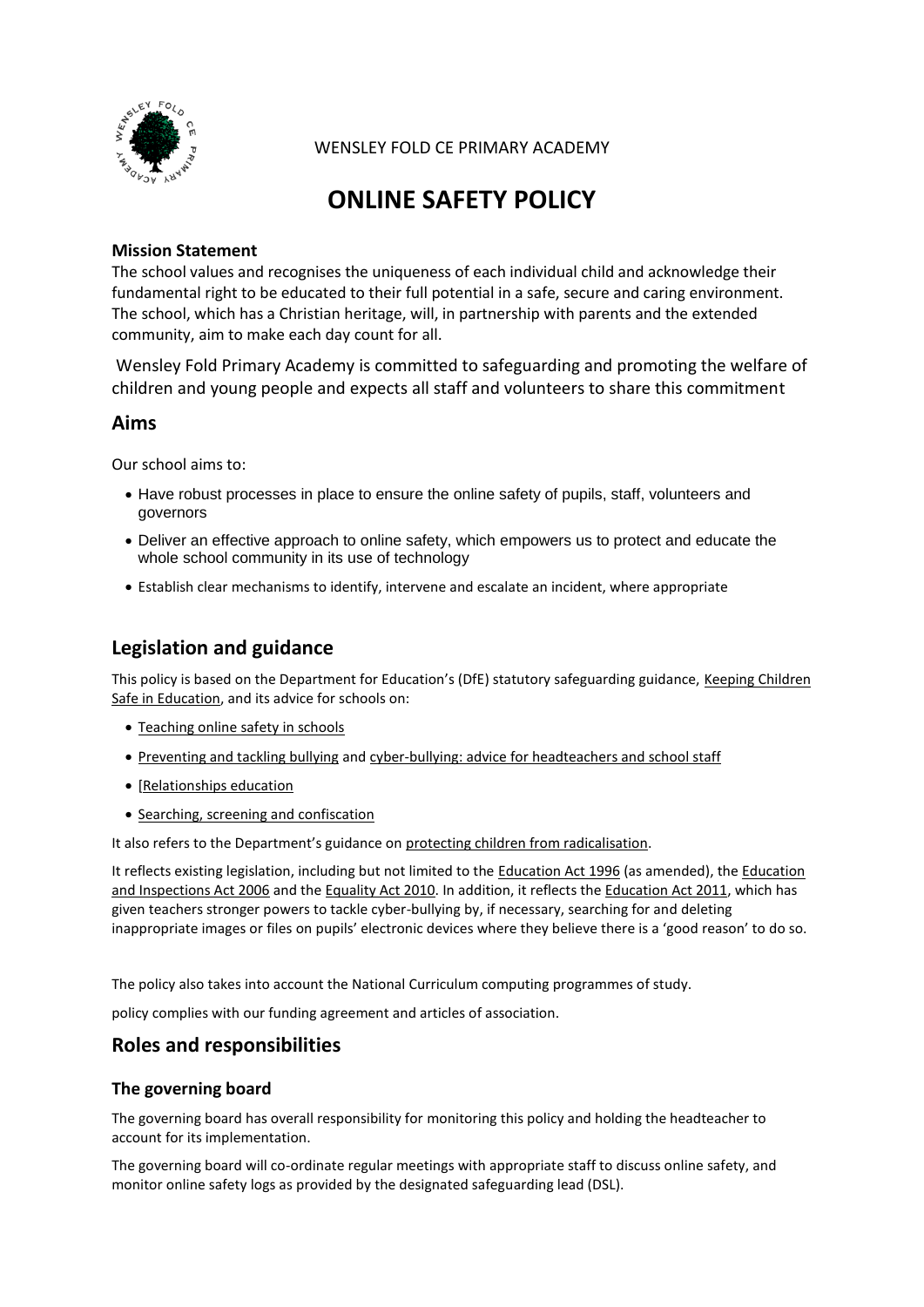WENSLEY FOLD CE PRIMARY ACADEMY

# ONLINE SAFETY POLICY

**Mission Statement**

The school values and recognises the uniqueness of each individual child and acknowledge their fundamental right to be educated to their full potential in a safe, secure and caring environment. The school, which has a Christian heritage, will, in partnership with parents and the extended community, aim to make each day count for all.

Wensley Fold Primary Academy is committed to safeguarding and promoting the welfare of children and young people and expects all staff and volunteers to share this commitment

## Aims

Our school aims to:

- Have robust processes in place to ensure the online safety of pupils, staff, volunteers and governors
- Deliver an effective approach to online safety, which empowers us to protect and educate the whole school community in its use of technology
- Establish clear mechanisms to identify, intervene and escalate an incident, where appropriate

## Legislation and guidance

This policy is based on the Department for Education's (DfE) statutory safeguarding guidance, Keeping Children Safe in Education, and its advice for schools on:

- Teaching online safety in schools
- Preventing and tackling bullying and cyber-bullying: advice for headteachers and school staff
- [Relationships education
- Searching, screening and confiscation

It also refers to the Department's guidance on protecting children from radicalisation.

It reflects existing legislation, including but not limited to the Education Act 1996 (as amended), the Education and Inspections Act 2006 and the Equality Act 2010. In addition, it reflects the Education Act 2011, which has given teachers stronger powers to tackle cyber-bullying by, if necessary, searching for and deleting inappropriate images or files on pupils' electronic devices where they believe there is a 'good reason' to do so.

The policy also takes into account the National Curriculum computing programmes of study.

policy complies with our funding agreement and articles of association.

## Roles and responsibilities

### The governing board

The governing board has overall responsibility for monitoring this policy and holding the headteacher to account for its implementation.

The governing board will co-ordinate regular meetings with appropriate staff to discuss online safety, and monitor online safety logs as provided by the designated safeguarding lead (DSL).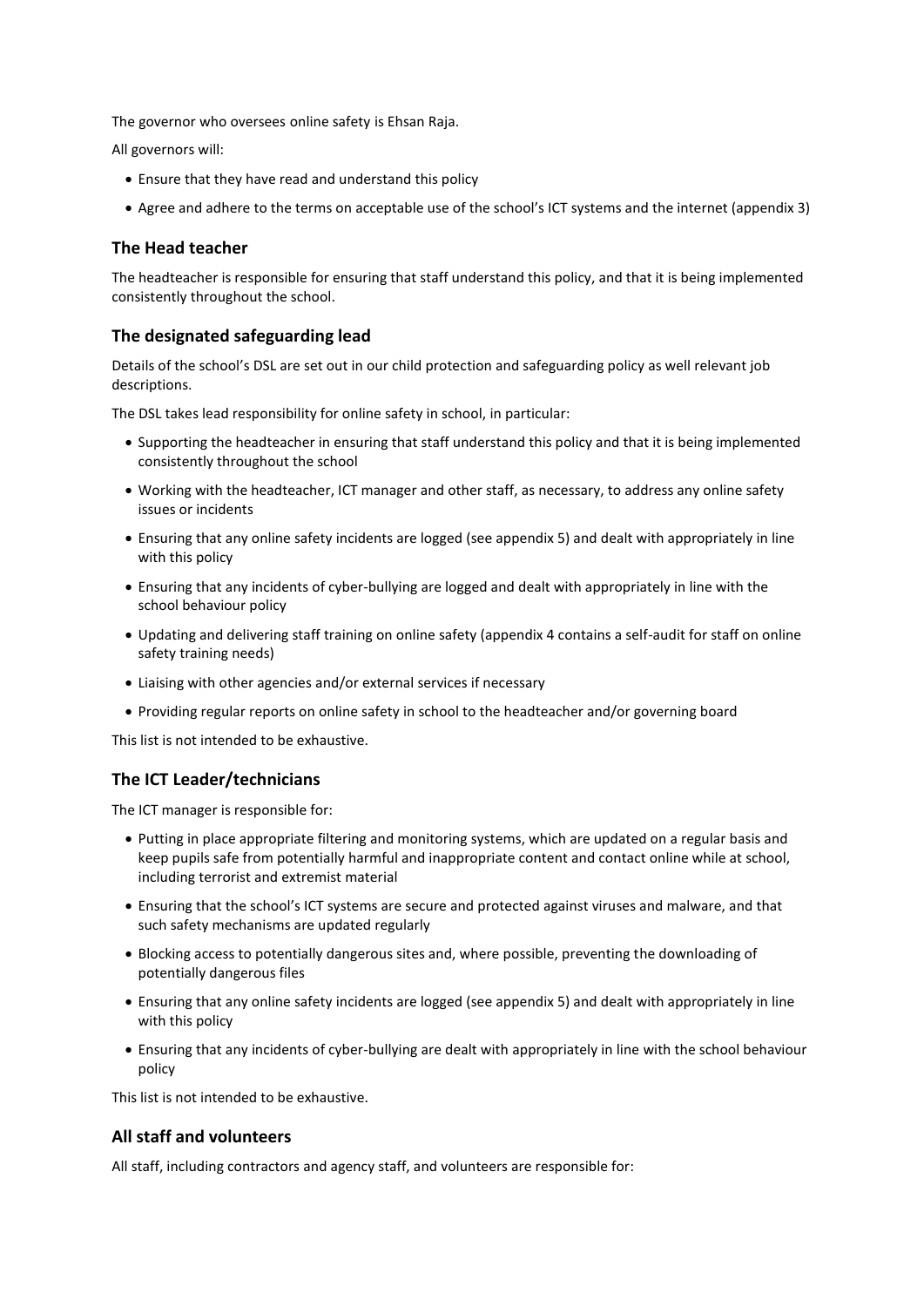The governor who oversees online safety is Ehsan Raja.

All governors will:

- Ensure that they have read and understand this policy
- Agree and adhere to the terms on acceptable use of the school's ICT systems and the internet (appendix 3)

### The Head teacher

The headteacher is responsible for ensuring that staff understand this policy, and that it is being implemented consistently throughout the school.

### The designated safeguarding lead

Details of the school's DSL are set out in our child protection and safeguarding policy as well relevant job descriptions.

The DSL takes lead responsibility for online safety in school, in particular:

- Supporting the headteacher in ensuring that staff understand this policy and that it is being implemented consistently throughout the school
- Working with the headteacher, ICT manager and other staff, as necessary, to address any online safety issues or incidents
- Ensuring that any online safety incidents are logged (see appendix 5) and dealt with appropriately in line with this policy
- Ensuring that any incidents of cyber-bullying are logged and dealt with appropriately in line with the school behaviour policy
- Updating and delivering staff training on online safety (appendix 4 contains a self-audit for staff on online safety training needs)
- Liaising with other agencies and/or external services if necessary
- Providing regular reports on online safety in school to the headteacher and/or governing board

This list is not intended to be exhaustive.

### The ICT Leader/technicians

The ICT manager is responsible for:

- Putting in place appropriate filtering and monitoring systems, which are updated on a regular basis and keep pupils safe from potentially harmful and inappropriate content and contact online while at school, including terrorist and extremist material
- Ensuring that the school's ICT systems are secure and protected against viruses and malware, and that such safety mechanisms are updated regularly
- Blocking access to potentially dangerous sites and, where possible, preventing the downloading of potentially dangerous files
- Ensuring that any online safety incidents are logged (see appendix 5) and dealt with appropriately in line with this policy
- Ensuring that any incidents of cyber-bullying are dealt with appropriately in line with the school behaviour policy

This list is not intended to be exhaustive.

### All staff and volunteers

All staff, including contractors and agency staff, and volunteers are responsible for: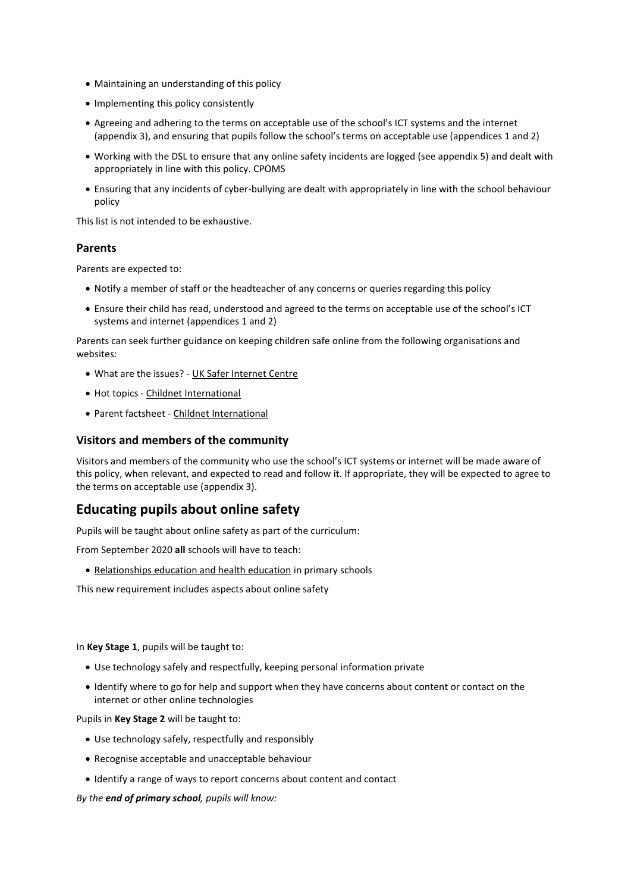- Maintaining an understanding of this policy
- Implementing this policy consistently
- Agreeing and adhering to the terms on acceptable use of the school's ICT systems and the internet (appendix 3), and ensuring that pupils follow the school's terms on acceptable use (appendices 1 and 2)
- Working with the DSL to ensure that any online safety incidents are logged (see appendix 5) and dealt with appropriately in line with this policy. CPOMS
- Ensuring that any incidents of cyber-bullying are dealt with appropriately in line with the school behaviour policy

This list is not intended to be exhaustive.

### Parents

Parents are expected to:

- Notify a member of staff or the headteacher of any concerns or queries regarding this policy
- Ensure their child has read, understood and agreed to the terms on acceptable use of the school's ICT systems and internet (appendices 1 and 2)

Parents can seek further guidance on keeping children safe online from the following organisations and websites:

- What are the issues? - UK Safer Internet Centre
- Hot topics - Childnet International
- Parent factsheet - Childnet International

### Visitors and members of the community

Visitors and members of the community who use the school's ICT systems or internet will be made aware of this policy, when relevant, and expected to read and follow it. If appropriate, they will be expected to agree to the terms on acceptable use (appendix 3).

## Educating pupils about online safety

Pupils will be taught about online safety as part of the curriculum:

From September 2020 **all** schools will have to teach:

- Relationships education and health education in primary schools

This new requirement includes aspects about online safety

In **Key Stage 1**, pupils will be taught to:

- Use technology safely and respectfully, keeping personal information private
- Identify where to go for help and support when they have concerns about content or contact on the internet or other online technologies

Pupils in **Key Stage 2** will be taught to:

- Use technology safely, respectfully and responsibly
- Recognise acceptable and unacceptable behaviour
- Identify a range of ways to report concerns about content and contact

*By the **end of primary school**, pupils will know:*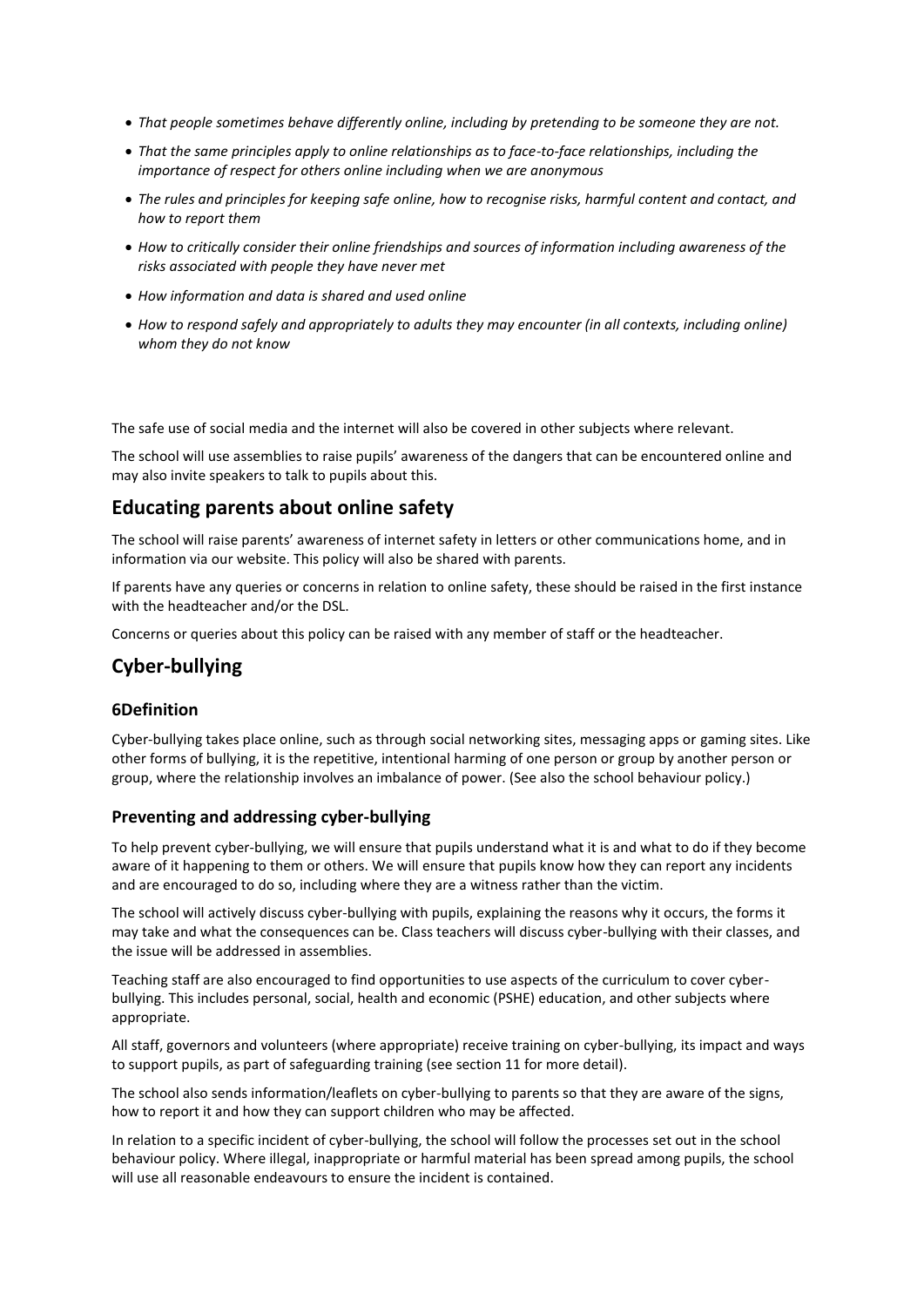- *That people sometimes behave differently online, including by pretending to be someone they are not.*
- *That the same principles apply to online relationships as to face-to-face relationships, including the importance of respect for others online including when we are anonymous*
- *The rules and principles for keeping safe online, how to recognise risks, harmful content and contact, and how to report them*
- *How to critically consider their online friendships and sources of information including awareness of the risks associated with people they have never met*
- *How information and data is shared and used online*
- *How to respond safely and appropriately to adults they may encounter (in all contexts, including online) whom they do not know*

The safe use of social media and the internet will also be covered in other subjects where relevant.

The school will use assemblies to raise pupils' awareness of the dangers that can be encountered online and may also invite speakers to talk to pupils about this.

## Educating parents about online safety

The school will raise parents' awareness of internet safety in letters or other communications home, and in information via our website. This policy will also be shared with parents.

If parents have any queries or concerns in relation to online safety, these should be raised in the first instance with the headteacher and/or the DSL.

Concerns or queries about this policy can be raised with any member of staff or the headteacher.

## Cyber-bullying

### 6Definition

Cyber-bullying takes place online, such as through social networking sites, messaging apps or gaming sites. Like other forms of bullying, it is the repetitive, intentional harming of one person or group by another person or group, where the relationship involves an imbalance of power. (See also the school behaviour policy.)

### Preventing and addressing cyber-bullying

To help prevent cyber-bullying, we will ensure that pupils understand what it is and what to do if they become aware of it happening to them or others. We will ensure that pupils know how they can report any incidents and are encouraged to do so, including where they are a witness rather than the victim.

The school will actively discuss cyber-bullying with pupils, explaining the reasons why it occurs, the forms it may take and what the consequences can be. Class teachers will discuss cyber-bullying with their classes, and the issue will be addressed in assemblies.

Teaching staff are also encouraged to find opportunities to use aspects of the curriculum to cover cyber-bullying. This includes personal, social, health and economic (PSHE) education, and other subjects where appropriate.

All staff, governors and volunteers (where appropriate) receive training on cyber-bullying, its impact and ways to support pupils, as part of safeguarding training (see section 11 for more detail).

The school also sends information/leaflets on cyber-bullying to parents so that they are aware of the signs, how to report it and how they can support children who may be affected.

In relation to a specific incident of cyber-bullying, the school will follow the processes set out in the school behaviour policy. Where illegal, inappropriate or harmful material has been spread among pupils, the school will use all reasonable endeavours to ensure the incident is contained.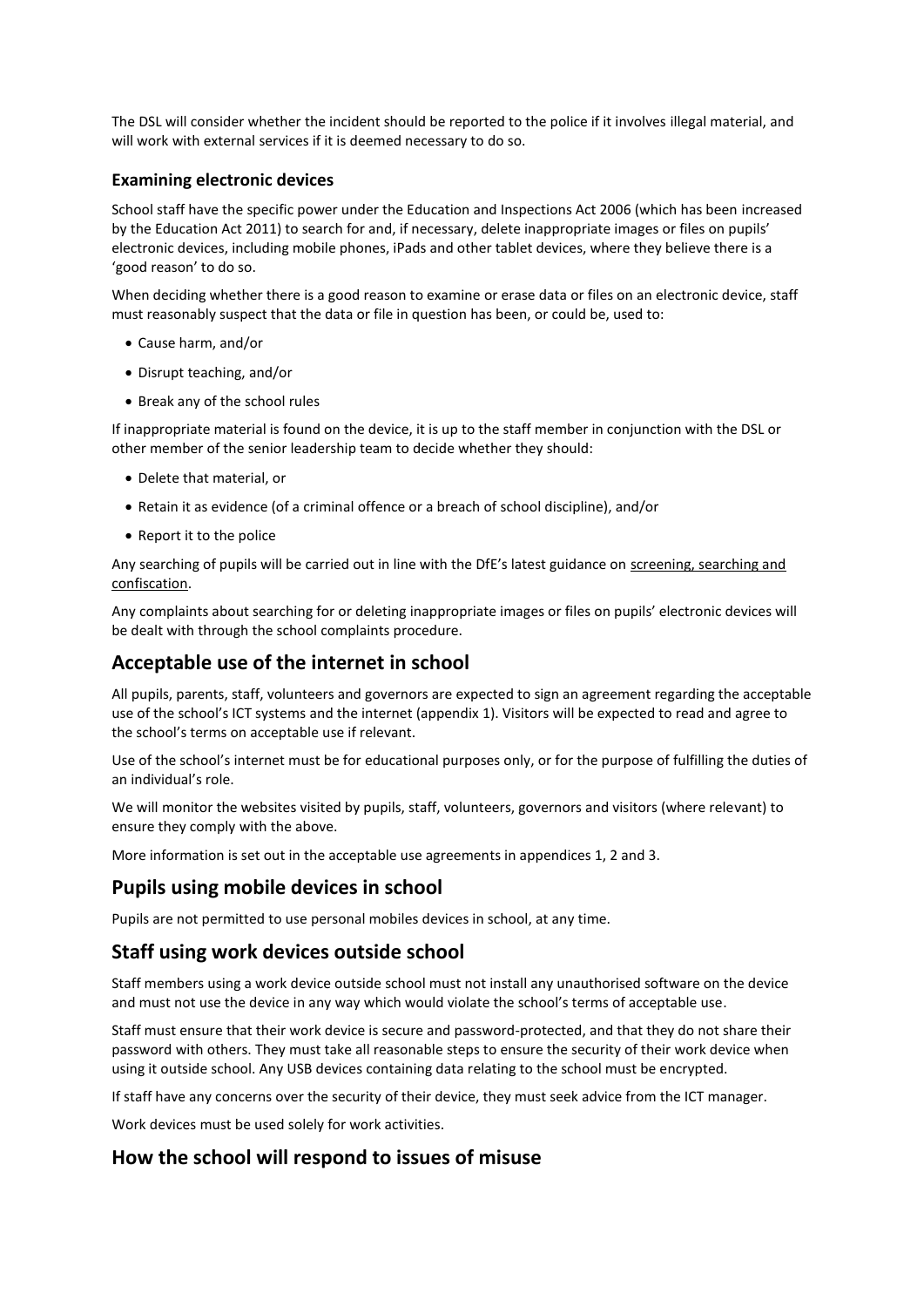The DSL will consider whether the incident should be reported to the police if it involves illegal material, and will work with external services if it is deemed necessary to do so.

### Examining electronic devices

School staff have the specific power under the Education and Inspections Act 2006 (which has been increased by the Education Act 2011) to search for and, if necessary, delete inappropriate images or files on pupils' electronic devices, including mobile phones, iPads and other tablet devices, where they believe there is a 'good reason' to do so.

When deciding whether there is a good reason to examine or erase data or files on an electronic device, staff must reasonably suspect that the data or file in question has been, or could be, used to:

- Cause harm, and/or
- Disrupt teaching, and/or
- Break any of the school rules

If inappropriate material is found on the device, it is up to the staff member in conjunction with the DSL or other member of the senior leadership team to decide whether they should:

- Delete that material, or
- Retain it as evidence (of a criminal offence or a breach of school discipline), and/or
- Report it to the police

Any searching of pupils will be carried out in line with the DfE's latest guidance on screening, searching and confiscation.

Any complaints about searching for or deleting inappropriate images or files on pupils' electronic devices will be dealt with through the school complaints procedure.

## Acceptable use of the internet in school

All pupils, parents, staff, volunteers and governors are expected to sign an agreement regarding the acceptable use of the school's ICT systems and the internet (appendix 1). Visitors will be expected to read and agree to the school's terms on acceptable use if relevant.

Use of the school's internet must be for educational purposes only, or for the purpose of fulfilling the duties of an individual's role.

We will monitor the websites visited by pupils, staff, volunteers, governors and visitors (where relevant) to ensure they comply with the above.

More information is set out in the acceptable use agreements in appendices 1, 2 and 3.

## Pupils using mobile devices in school

Pupils are not permitted to use personal mobiles devices in school, at any time.

## Staff using work devices outside school

Staff members using a work device outside school must not install any unauthorised software on the device and must not use the device in any way which would violate the school's terms of acceptable use.

Staff must ensure that their work device is secure and password-protected, and that they do not share their password with others. They must take all reasonable steps to ensure the security of their work device when using it outside school. Any USB devices containing data relating to the school must be encrypted.

If staff have any concerns over the security of their device, they must seek advice from the ICT manager.

Work devices must be used solely for work activities.

## How the school will respond to issues of misuse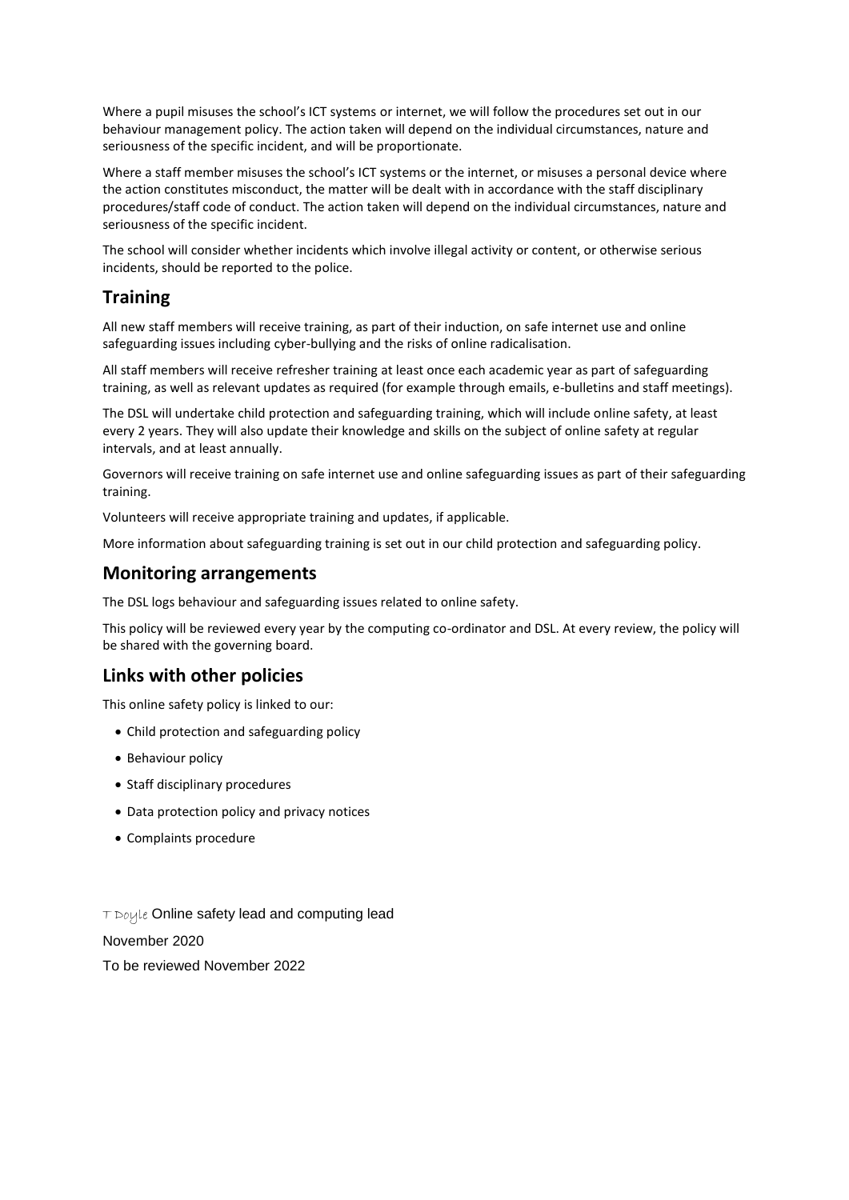Where a pupil misuses the school's ICT systems or internet, we will follow the procedures set out in our behaviour management policy. The action taken will depend on the individual circumstances, nature and seriousness of the specific incident, and will be proportionate.

Where a staff member misuses the school's ICT systems or the internet, or misuses a personal device where the action constitutes misconduct, the matter will be dealt with in accordance with the staff disciplinary procedures/staff code of conduct. The action taken will depend on the individual circumstances, nature and seriousness of the specific incident.

The school will consider whether incidents which involve illegal activity or content, or otherwise serious incidents, should be reported to the police.

## Training

All new staff members will receive training, as part of their induction, on safe internet use and online safeguarding issues including cyber-bullying and the risks of online radicalisation.

All staff members will receive refresher training at least once each academic year as part of safeguarding training, as well as relevant updates as required (for example through emails, e-bulletins and staff meetings).

The DSL will undertake child protection and safeguarding training, which will include online safety, at least every 2 years. They will also update their knowledge and skills on the subject of online safety at regular intervals, and at least annually.

Governors will receive training on safe internet use and online safeguarding issues as part of their safeguarding training.

Volunteers will receive appropriate training and updates, if applicable.

More information about safeguarding training is set out in our child protection and safeguarding policy.

## Monitoring arrangements

The DSL logs behaviour and safeguarding issues related to online safety.

This policy will be reviewed every year by the computing co-ordinator and DSL. At every review, the policy will be shared with the governing board.

## Links with other policies

This online safety policy is linked to our:

- Child protection and safeguarding policy
- Behaviour policy
- Staff disciplinary procedures
- Data protection policy and privacy notices
- Complaints procedure

T Doyle Online safety lead and computing lead

November 2020

To be reviewed November 2022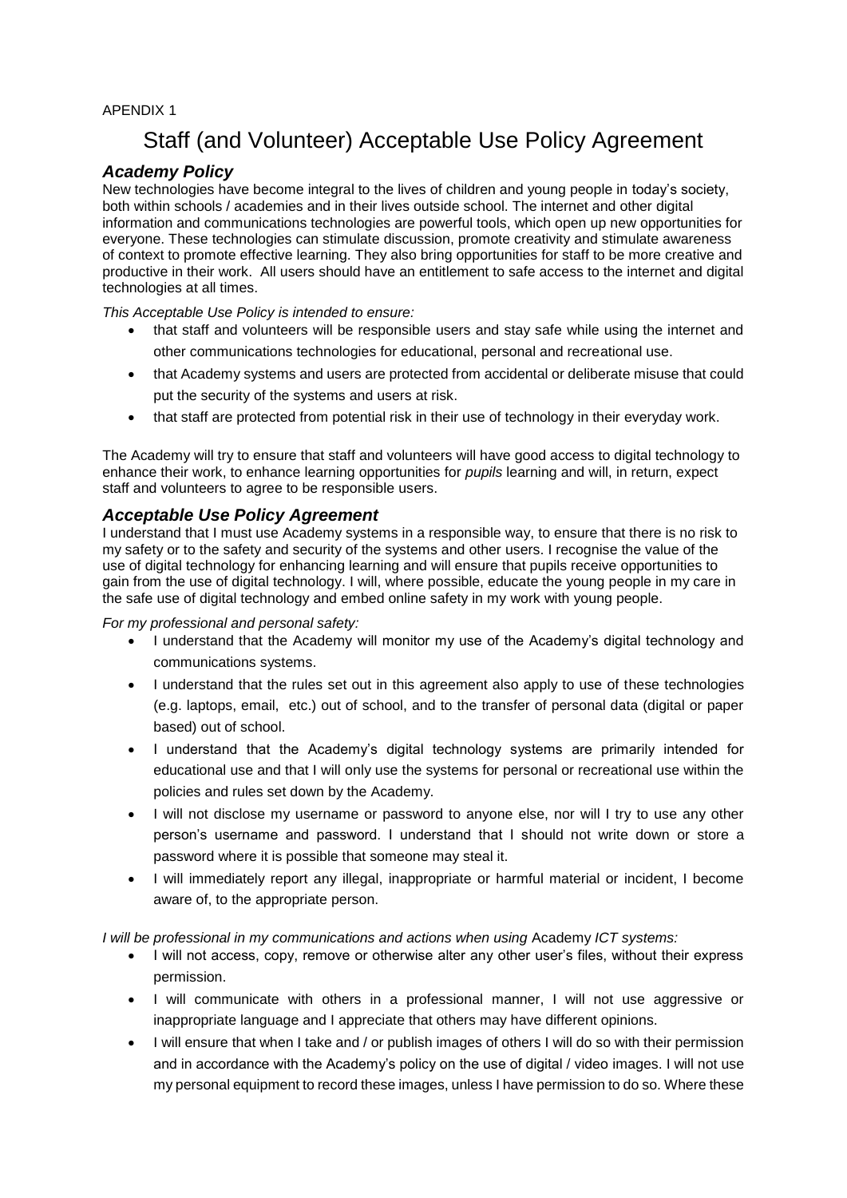APENDIX 1

# Staff (and Volunteer) Acceptable Use Policy Agreement

## *Academy Policy*

New technologies have become integral to the lives of children and young people in today's society, both within schools / academies and in their lives outside school. The internet and other digital information and communications technologies are powerful tools, which open up new opportunities for everyone. These technologies can stimulate discussion, promote creativity and stimulate awareness of context to promote effective learning. They also bring opportunities for staff to be more creative and productive in their work. All users should have an entitlement to safe access to the internet and digital technologies at all times.

*This Acceptable Use Policy is intended to ensure:*

- that staff and volunteers will be responsible users and stay safe while using the internet and other communications technologies for educational, personal and recreational use.
- that Academy systems and users are protected from accidental or deliberate misuse that could put the security of the systems and users at risk.
- that staff are protected from potential risk in their use of technology in their everyday work.

The Academy will try to ensure that staff and volunteers will have good access to digital technology to enhance their work, to enhance learning opportunities for *pupils* learning and will, in return, expect staff and volunteers to agree to be responsible users.

## *Acceptable Use Policy Agreement*

I understand that I must use Academy systems in a responsible way, to ensure that there is no risk to my safety or to the safety and security of the systems and other users. I recognise the value of the use of digital technology for enhancing learning and will ensure that pupils receive opportunities to gain from the use of digital technology. I will, where possible, educate the young people in my care in the safe use of digital technology and embed online safety in my work with young people.

*For my professional and personal safety:*

- I understand that the Academy will monitor my use of the Academy's digital technology and communications systems.
- I understand that the rules set out in this agreement also apply to use of these technologies (e.g. laptops, email, etc.) out of school, and to the transfer of personal data (digital or paper based) out of school.
- I understand that the Academy's digital technology systems are primarily intended for educational use and that I will only use the systems for personal or recreational use within the policies and rules set down by the Academy.
- I will not disclose my username or password to anyone else, nor will I try to use any other person's username and password. I understand that I should not write down or store a password where it is possible that someone may steal it.
- I will immediately report any illegal, inappropriate or harmful material or incident, I become aware of, to the appropriate person.

*I will be professional in my communications and actions when using* Academy *ICT systems:*

- I will not access, copy, remove or otherwise alter any other user's files, without their express permission.
- I will communicate with others in a professional manner, I will not use aggressive or inappropriate language and I appreciate that others may have different opinions.
- I will ensure that when I take and / or publish images of others I will do so with their permission and in accordance with the Academy's policy on the use of digital / video images. I will not use my personal equipment to record these images, unless I have permission to do so. Where these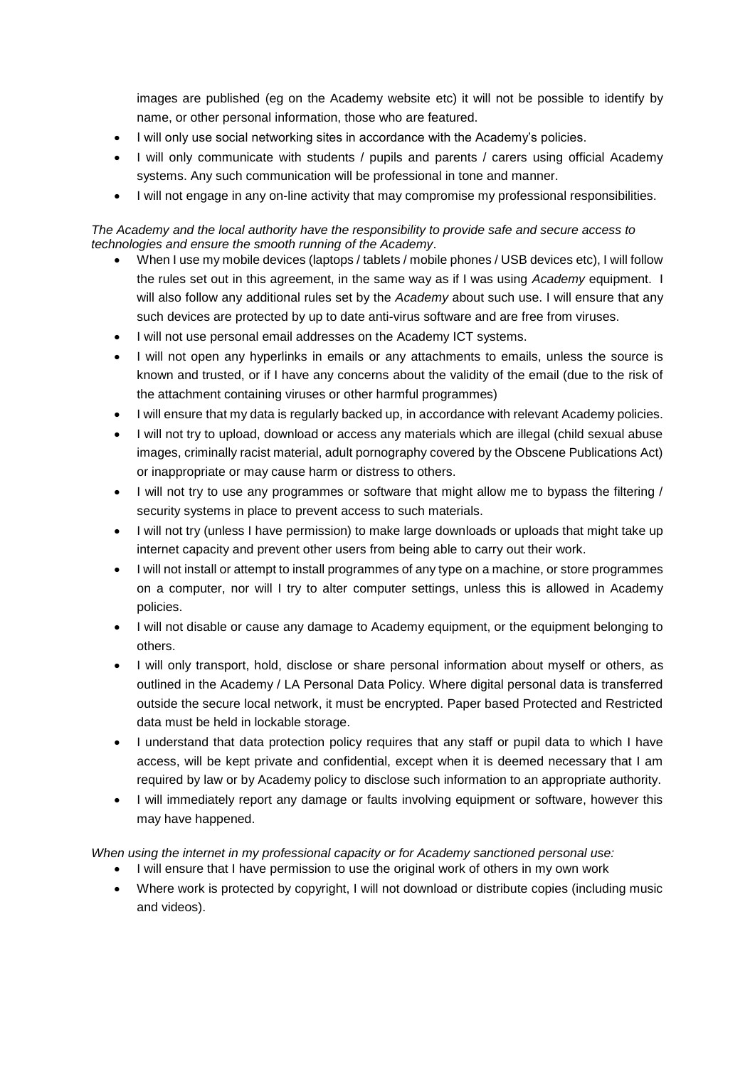images are published (eg on the Academy website etc) it will not be possible to identify by name, or other personal information, those who are featured.

- I will only use social networking sites in accordance with the Academy's policies.
- I will only communicate with students / pupils and parents / carers using official Academy systems. Any such communication will be professional in tone and manner.
- I will not engage in any on-line activity that may compromise my professional responsibilities.

*The Academy and the local authority have the responsibility to provide safe and secure access to technologies and ensure the smooth running of the Academy*.

- When I use my mobile devices (laptops / tablets / mobile phones / USB devices etc), I will follow the rules set out in this agreement, in the same way as if I was using *Academy* equipment. I will also follow any additional rules set by the *Academy* about such use. I will ensure that any such devices are protected by up to date anti-virus software and are free from viruses.
- I will not use personal email addresses on the Academy ICT systems.
- I will not open any hyperlinks in emails or any attachments to emails, unless the source is known and trusted, or if I have any concerns about the validity of the email (due to the risk of the attachment containing viruses or other harmful programmes)
- I will ensure that my data is regularly backed up, in accordance with relevant Academy policies.
- I will not try to upload, download or access any materials which are illegal (child sexual abuse images, criminally racist material, adult pornography covered by the Obscene Publications Act) or inappropriate or may cause harm or distress to others.
- I will not try to use any programmes or software that might allow me to bypass the filtering / security systems in place to prevent access to such materials.
- I will not try (unless I have permission) to make large downloads or uploads that might take up internet capacity and prevent other users from being able to carry out their work.
- I will not install or attempt to install programmes of any type on a machine, or store programmes on a computer, nor will I try to alter computer settings, unless this is allowed in Academy policies.
- I will not disable or cause any damage to Academy equipment, or the equipment belonging to others.
- I will only transport, hold, disclose or share personal information about myself or others, as outlined in the Academy / LA Personal Data Policy. Where digital personal data is transferred outside the secure local network, it must be encrypted. Paper based Protected and Restricted data must be held in lockable storage.
- I understand that data protection policy requires that any staff or pupil data to which I have access, will be kept private and confidential, except when it is deemed necessary that I am required by law or by Academy policy to disclose such information to an appropriate authority.
- I will immediately report any damage or faults involving equipment or software, however this may have happened.

*When using the internet in my professional capacity or for Academy sanctioned personal use:*

- I will ensure that I have permission to use the original work of others in my own work
- Where work is protected by copyright, I will not download or distribute copies (including music and videos).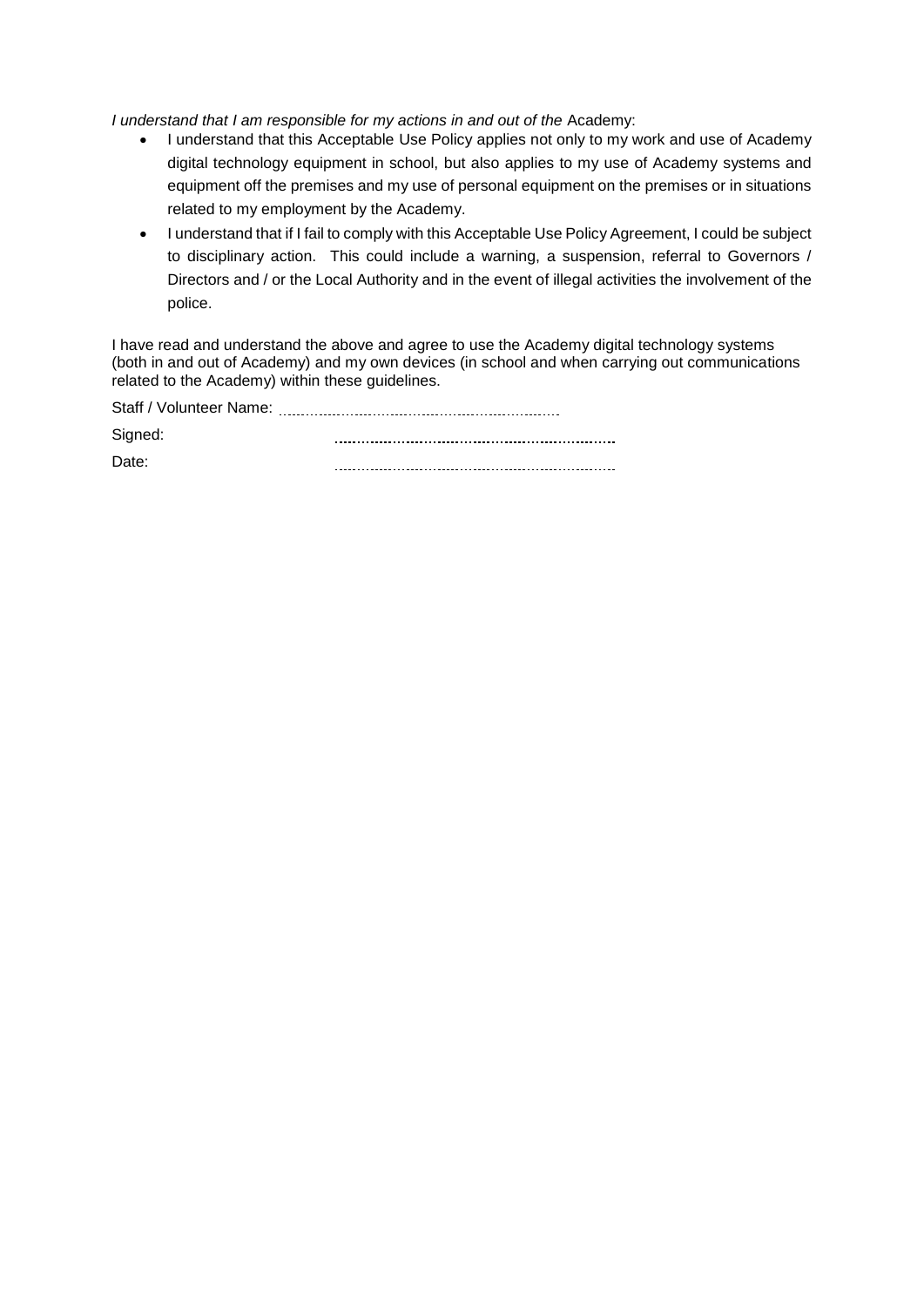*I understand that I am responsible for my actions in and out of the* Academy:

- I understand that this Acceptable Use Policy applies not only to my work and use of Academy digital technology equipment in school, but also applies to my use of Academy systems and equipment off the premises and my use of personal equipment on the premises or in situations related to my employment by the Academy.
- I understand that if I fail to comply with this Acceptable Use Policy Agreement, I could be subject to disciplinary action. This could include a warning, a suspension, referral to Governors / Directors and / or the Local Authority and in the event of illegal activities the involvement of the police.

I have read and understand the above and agree to use the Academy digital technology systems (both in and out of Academy) and my own devices (in school and when carrying out communications related to the Academy) within these guidelines.

Staff / Volunteer Name: ....................................................................

Signed: ....................................................................

Date: ....................................................................